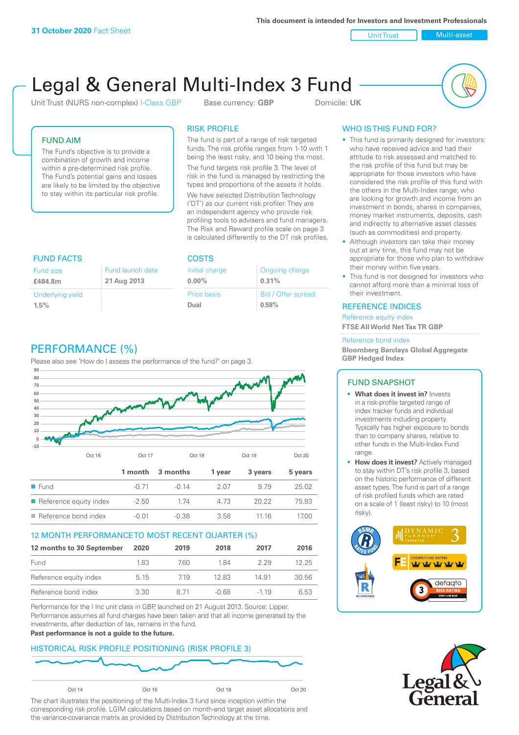31 October 2020 Fact Sheet

This document is intended for Investors and Investment Professionals

Unit Trust | Multi-asset

# Legal & General Multi-Index 3 Fund

Unit Trust (NURS non-complex) I-Class GBP    Base currency: **GBP**    Domicile: **UK**

## FUND AIM

The Fund's objective is to provide a combination of growth and income within a pre-determined risk profile. The Fund's potential gains and losses are likely to be limited by the objective to stay within its particular risk profile.

## RISK PROFILE

The fund is part of a range of risk targeted funds. The risk profile ranges from 1-10 with 1 being the least risky, and 10 being the most.

The fund targets risk profile 3. The level of risk in the fund is managed by restricting the types and proportions of the assets it holds.

We have selected Distribution Technology ('DT') as our current risk profiler. They are an independent agency who provide risk profiling tools to advisers and fund managers. The Risk and Reward profile scale on page 3 is calculated differently to the DT risk profiles.

## WHO IS THIS FUND FOR?

- This fund is primarily designed for investors: who have received advice and had their attitude to risk assessed and matched to the risk profile of this fund but may be appropriate for those investors who have considered the risk profile of this fund with the others in the Multi-Index range; who are looking for growth and income from an investment in bonds, shares in companies, money market instruments, deposits, cash and indirectly to alternative asset classes (such as commodities) and property.
- Although investors can take their money out at any time, this fund may not be appropriate for those who plan to withdraw their money within five years.
- This fund is not designed for investors who cannot afford more than a minimal loss of their investment.

## FUND FACTS

| Fund size | Fund launch date |
|---|---|
| **£484.8m** | **21 Aug 2013** |
| Underlying yield | |
| **1.5%** | |

## COSTS

| Initial charge | Ongoing charge |
|---|---|
| **0.00%** | **0.31%** |
| Price basis | Bid / Offer spread |
| **Dual** | **0.58%** |

## REFERENCE INDICES

Reference equity index
**FTSE All World Net Tax TR GBP**

Reference bond index
**Bloomberg Barclays Global Aggregate GBP Hedged Index**

## PERFORMANCE (%)

Please also see 'How do I assess the performance of the fund?' on page 3.

| | 1 month | 3 months | 1 year | 3 years | 5 years |
|---|---|---|---|---|---|
| Fund | -0.71 | -0.14 | 2.07 | 9.79 | 25.02 |
| Reference equity index | -2.50 | 1.74 | 4.73 | 20.22 | 75.93 |
| Reference bond index | -0.01 | -0.38 | 3.58 | 11.16 | 17.00 |

## 12 MONTH PERFORMANCE TO MOST RECENT QUARTER (%)

| 12 months to 30 September | 2020 | 2019 | 2018 | 2017 | 2016 |
|---|---|---|---|---|---|
| Fund | 1.83 | 7.60 | 1.84 | 2.29 | 12.25 |
| Reference equity index | 5.15 | 7.19 | 12.83 | 14.91 | 30.56 |
| Reference bond index | 3.30 | 8.71 | -0.68 | -1.19 | 6.53 |

Performance for the I Inc unit class in GBP, launched on 21 August 2013. Source: Lipper. Performance assumes all fund charges have been taken and that all income generated by the investments, after deduction of tax, remains in the fund.

**Past performance is not a guide to the future.**

## HISTORICAL RISK PROFILE POSITIONING (RISK PROFILE 3)

The chart illustrates the positioning of the Multi-Index 3 fund since inception within the corresponding risk profile. LGIM calculations based on month-end target asset allocations and the variance-covariance matrix as provided by Distribution Technology at the time.

## FUND SNAPSHOT

- **What does it invest in?** Invests in a risk-profile targeted range of index tracker funds and individual investments including property. Typically has higher exposure to bonds than to company shares, relative to other funds in the Multi-Index Fund range.
- **How does it invest?** Actively managed to stay within DT's risk profile 3, based on the historic performance of different asset types. The fund is part of a range of risk profiled funds which are rated on a scale of 1 (least risky) to 10 (most risky).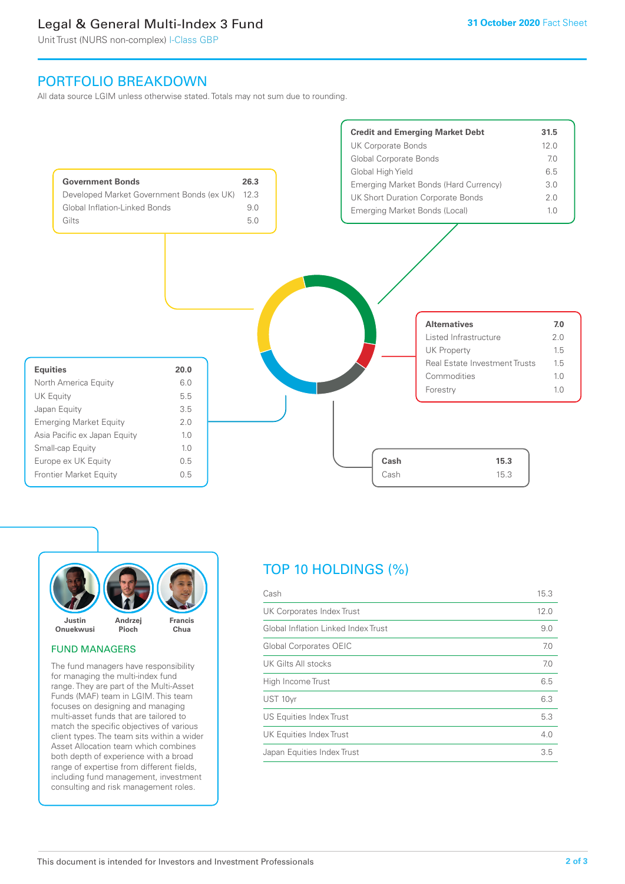# PORTFOLIO BREAKDOWN

All data source LGIM unless otherwise stated. Totals may not sum due to rounding.

| Government Bonds | 26.3 |
|---|---|
| Developed Market Government Bonds (ex UK) | 12.3 |
| Global Inflation-Linked Bonds | 9.0 |
| Gilts | 5.0 |

| Credit and Emerging Market Debt | 31.5 |
|---|---|
| UK Corporate Bonds | 12.0 |
| Global Corporate Bonds | 7.0 |
| Global High Yield | 6.5 |
| Emerging Market Bonds (Hard Currency) | 3.0 |
| UK Short Duration Corporate Bonds | 2.0 |
| Emerging Market Bonds (Local) | 1.0 |

| Alternatives | 7.0 |
|---|---|
| Listed Infrastructure | 2.0 |
| UK Property | 1.5 |
| Real Estate Investment Trusts | 1.5 |
| Commodities | 1.0 |
| Forestry | 1.0 |

| Equities | 20.0 |
|---|---|
| North America Equity | 6.0 |
| UK Equity | 5.5 |
| Japan Equity | 3.5 |
| Emerging Market Equity | 2.0 |
| Asia Pacific ex Japan Equity | 1.0 |
| Small-cap Equity | 1.0 |
| Europe ex UK Equity | 0.5 |
| Frontier Market Equity | 0.5 |

| Cash | 15.3 |
|---|---|
| Cash | 15.3 |

## FUND MANAGERS

Justin Onuekwusi, Andrzej Pioch, Francis Chua

The fund managers have responsibility for managing the multi-index fund range. They are part of the Multi-Asset Funds (MAF) team in LGIM. This team focuses on designing and managing multi-asset funds that are tailored to match the specific objectives of various client types. The team sits within a wider Asset Allocation team which combines both depth of experience with a broad range of expertise from different fields, including fund management, investment consulting and risk management roles.

## TOP 10 HOLDINGS (%)

| Holding | % |
|---|---|
| Cash | 15.3 |
| UK Corporates Index Trust | 12.0 |
| Global Inflation Linked Index Trust | 9.0 |
| Global Corporates OEIC | 7.0 |
| UK Gilts All stocks | 7.0 |
| High Income Trust | 6.5 |
| UST 10yr | 6.3 |
| US Equities Index Trust | 5.3 |
| UK Equities Index Trust | 4.0 |
| Japan Equities Index Trust | 3.5 |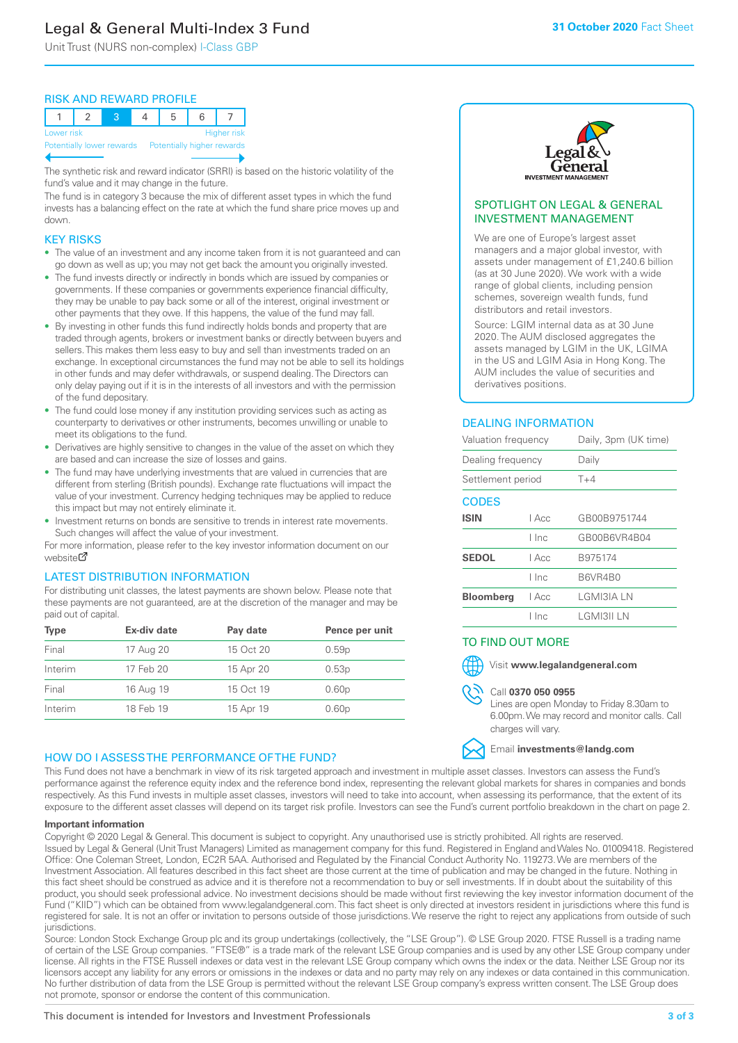# Legal & General Multi-Index 3 Fund

Unit Trust (NURS non-complex) I-Class GBP

**31 October 2020** Fact Sheet

## RISK AND REWARD PROFILE

| 1 | 2 | 3 | 4 | 5 | 6 | 7 |
|---|---|---|---|---|---|---|

Lower risk — Higher risk

Potentially lower rewards — Potentially higher rewards

The synthetic risk and reward indicator (SRRI) is based on the historic volatility of the fund's value and it may change in the future.

The fund is in category 3 because the mix of different asset types in which the fund invests has a balancing effect on the rate at which the fund share price moves up and down.

## KEY RISKS

- The value of an investment and any income taken from it is not guaranteed and can go down as well as up; you may not get back the amount you originally invested.
- The fund invests directly or indirectly in bonds which are issued by companies or governments. If these companies or governments experience financial difficulty, they may be unable to pay back some or all of the interest, original investment or other payments that they owe. If this happens, the value of the fund may fall.
- By investing in other funds this fund indirectly holds bonds and property that are traded through agents, brokers or investment banks or directly between buyers and sellers. This makes them less easy to buy and sell than investments traded on an exchange. In exceptional circumstances the fund may not be able to sell its holdings in other funds and may defer withdrawals, or suspend dealing. The Directors can only delay paying out if it is in the interests of all investors and with the permission of the fund depositary.
- The fund could lose money if any institution providing services such as acting as counterparty to derivatives or other instruments, becomes unwilling or unable to meet its obligations to the fund.
- Derivatives are highly sensitive to changes in the value of the asset on which they are based and can increase the size of losses and gains.
- The fund may have underlying investments that are valued in currencies that are different from sterling (British pounds). Exchange rate fluctuations will impact the value of your investment. Currency hedging techniques may be applied to reduce this impact but may not entirely eliminate it.
- Investment returns on bonds are sensitive to trends in interest rate movements. Such changes will affect the value of your investment.

For more information, please refer to the key investor information document on our website

## LATEST DISTRIBUTION INFORMATION

For distributing unit classes, the latest payments are shown below. Please note that these payments are not guaranteed, are at the discretion of the manager and may be paid out of capital.

| Type | Ex-div date | Pay date | Pence per unit |
|---|---|---|---|
| Final | 17 Aug 20 | 15 Oct 20 | 0.59p |
| Interim | 17 Feb 20 | 15 Apr 20 | 0.53p |
| Final | 16 Aug 19 | 15 Oct 19 | 0.60p |
| Interim | 18 Feb 19 | 15 Apr 19 | 0.60p |

## SPOTLIGHT ON LEGAL & GENERAL INVESTMENT MANAGEMENT

We are one of Europe's largest asset managers and a major global investor, with assets under management of £1,240.6 billion (as at 30 June 2020). We work with a wide range of global clients, including pension schemes, sovereign wealth funds, fund distributors and retail investors.

Source: LGIM internal data as at 30 June 2020. The AUM disclosed aggregates the assets managed by LGIM in the UK, LGIMA in the US and LGIM Asia in Hong Kong. The AUM includes the value of securities and derivatives positions.

## DEALING INFORMATION

| | |
|---|---|
| Valuation frequency | Daily, 3pm (UK time) |
| Dealing frequency | Daily |
| Settlement period | T+4 |

## CODES

| | | |
|---|---|---|
| **ISIN** | I Acc | GB00B9751744 |
| | I Inc | GB00B6VR4B04 |
| **SEDOL** | I Acc | B975174 |
| | I Inc | B6VR4B0 |
| **Bloomberg** | I Acc | LGMI3IA LN |
| | I Inc | LGMI3II LN |

## TO FIND OUT MORE

Visit **www.legalandgeneral.com**

Call **0370 050 0955**
Lines are open Monday to Friday 8.30am to 6.00pm. We may record and monitor calls. Call charges will vary.

Email **investments@landg.com**

## HOW DO I ASSESS THE PERFORMANCE OF THE FUND?

This Fund does not have a benchmark in view of its risk targeted approach and investment in multiple asset classes. Investors can assess the Fund's performance against the reference equity index and the reference bond index, representing the relevant global markets for shares in companies and bonds respectively. As this Fund invests in multiple asset classes, investors will need to take into account, when assessing its performance, that the extent of its exposure to the different asset classes will depend on its target risk profile. Investors can see the Fund's current portfolio breakdown in the chart on page 2.

**Important information**

Copyright © 2020 Legal & General. This document is subject to copyright. Any unauthorised use is strictly prohibited. All rights are reserved.
Issued by Legal & General (Unit Trust Managers) Limited as management company for this fund. Registered in England and Wales No. 01009418. Registered Office: One Coleman Street, London, EC2R 5AA. Authorised and Regulated by the Financial Conduct Authority No. 119273. We are members of the Investment Association. All features described in this fact sheet are those current at the time of publication and may be changed in the future. Nothing in this fact sheet should be construed as advice and it is therefore not a recommendation to buy or sell investments. If in doubt about the suitability of this product, you should seek professional advice. No investment decisions should be made without first reviewing the key investor information document of the Fund ("KIID") which can be obtained from www.legalandgeneral.com. This fact sheet is only directed at investors resident in jurisdictions where this fund is registered for sale. It is not an offer or invitation to persons outside of those jurisdictions. We reserve the right to reject any applications from outside of such jurisdictions.
Source: London Stock Exchange Group plc and its group undertakings (collectively, the "LSE Group"). © LSE Group 2020. FTSE Russell is a trading name of certain of the LSE Group companies. "FTSE®" is a trade mark of the relevant LSE Group companies and is used by any other LSE Group company under license. All rights in the FTSE Russell indexes or data vest in the relevant LSE Group company which owns the index or the data. Neither LSE Group nor its licensors accept any liability for any errors or omissions in the indexes or data and no party may rely on any indexes or data contained in this communication. No further distribution of data from the LSE Group is permitted without the relevant LSE Group company's express written consent. The LSE Group does not promote, sponsor or endorse the content of this communication.

This document is intended for Investors and Investment Professionals